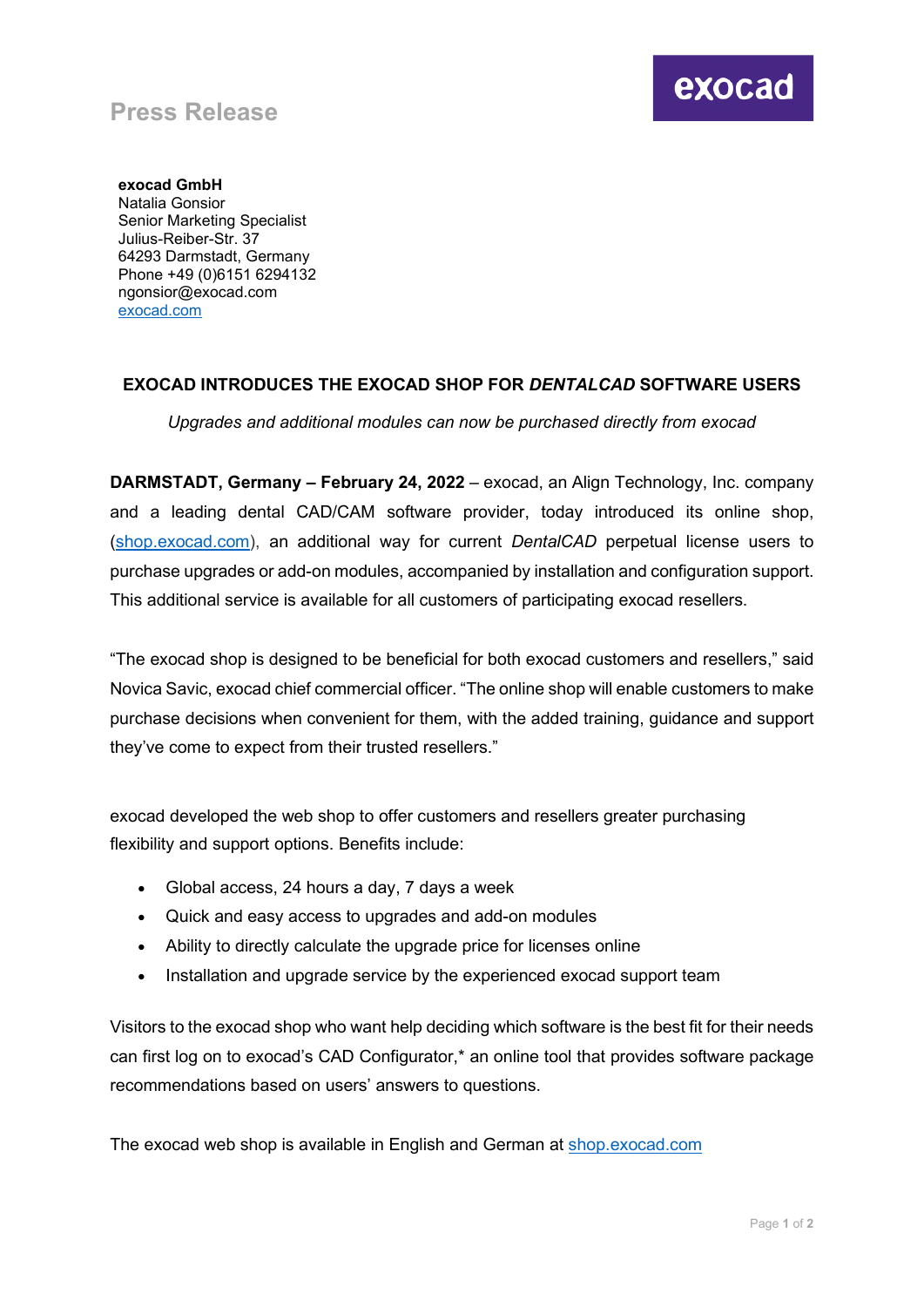Press Release

exocad

**exocad GmbH**
Natalia Gonsior
Senior Marketing Specialist
Julius-Reiber-Str. 37
64293 Darmstadt, Germany
Phone +49 (0)6151 6294132
ngonsior@exocad.com
exocad.com

## EXOCAD INTRODUCES THE EXOCAD SHOP FOR *DENTALCAD* SOFTWARE USERS

*Upgrades and additional modules can now be purchased directly from exocad*

**DARMSTADT, Germany – February 24, 2022** – exocad, an Align Technology, Inc. company and a leading dental CAD/CAM software provider, today introduced its online shop, (shop.exocad.com), an additional way for current *DentalCAD* perpetual license users to purchase upgrades or add-on modules, accompanied by installation and configuration support. This additional service is available for all customers of participating exocad resellers.

"The exocad shop is designed to be beneficial for both exocad customers and resellers," said Novica Savic, exocad chief commercial officer. "The online shop will enable customers to make purchase decisions when convenient for them, with the added training, guidance and support they've come to expect from their trusted resellers."

exocad developed the web shop to offer customers and resellers greater purchasing flexibility and support options. Benefits include:

- Global access, 24 hours a day, 7 days a week
- Quick and easy access to upgrades and add-on modules
- Ability to directly calculate the upgrade price for licenses online
- Installation and upgrade service by the experienced exocad support team

Visitors to the exocad shop who want help deciding which software is the best fit for their needs can first log on to exocad's CAD Configurator,* an online tool that provides software package recommendations based on users' answers to questions.

The exocad web shop is available in English and German at shop.exocad.com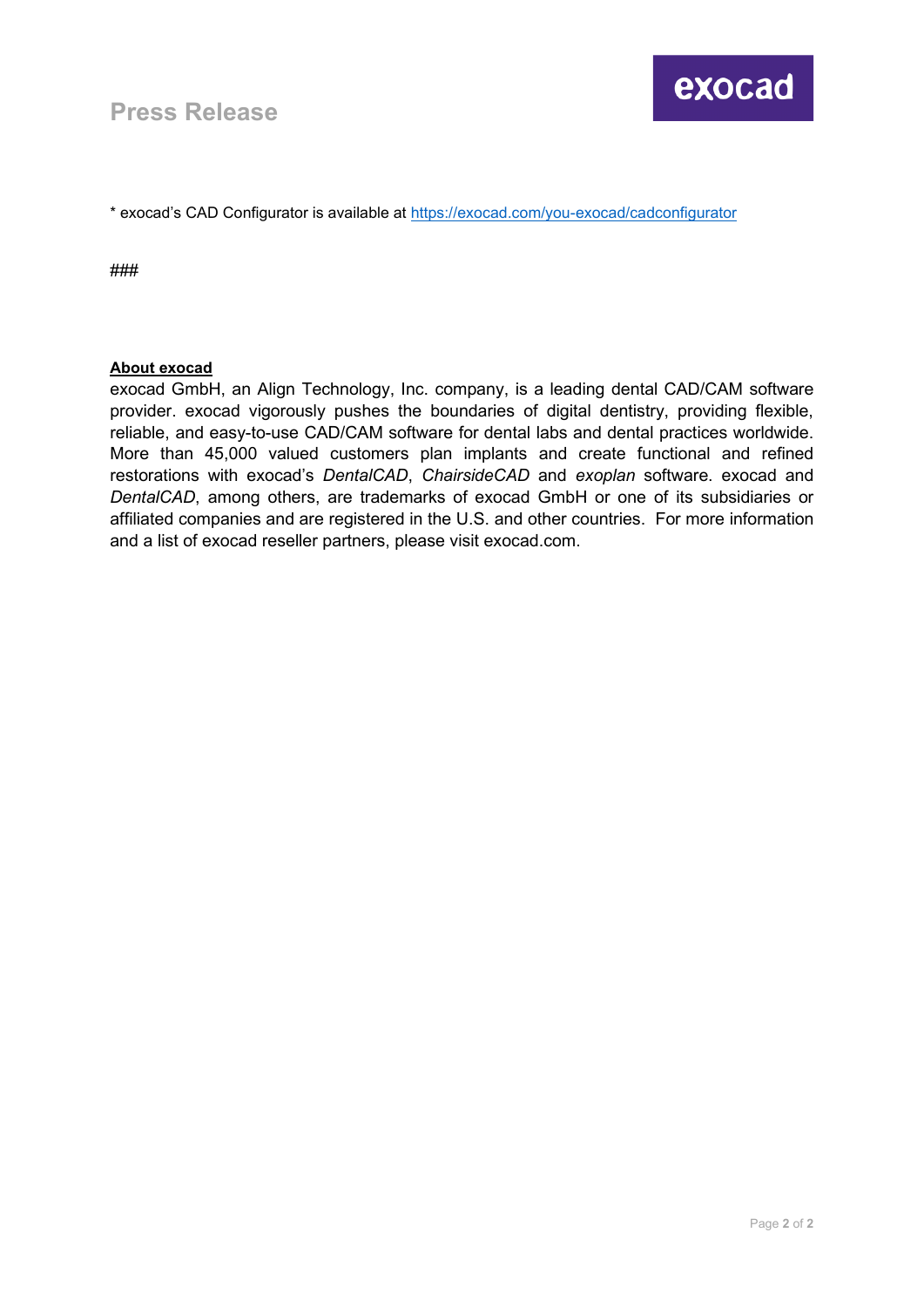* exocad's CAD Configurator is available at [https://exocad.com/you-exocad/cadconfigurator](https://exocad.com/you-exocad/cadconfigurator)

###

**About exocad**

exocad GmbH, an Align Technology, Inc. company, is a leading dental CAD/CAM software provider. exocad vigorously pushes the boundaries of digital dentistry, providing flexible, reliable, and easy-to-use CAD/CAM software for dental labs and dental practices worldwide. More than 45,000 valued customers plan implants and create functional and refined restorations with exocad's *DentalCAD*, *ChairsideCAD* and *exoplan* software. exocad and *DentalCAD*, among others, are trademarks of exocad GmbH or one of its subsidiaries or affiliated companies and are registered in the U.S. and other countries. For more information and a list of exocad reseller partners, please visit exocad.com.